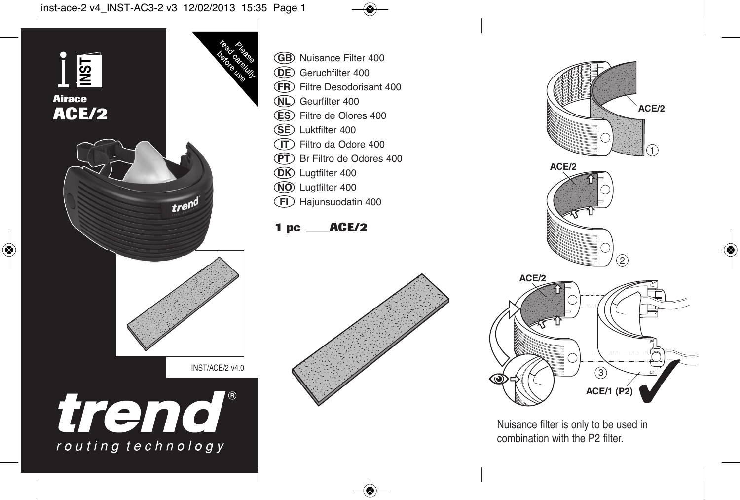Please read carefully before use

INST

Airace

# ACE/2

INST/ACE/2 v4.0

trend®

routing technology

- GB Nuisance Filter 400
- DE Geruchfilter 400
- FR Filtre Desodorisant 400
- NL Geurfilter 400
- ES Filtre de Olores 400
- SE Luktfilter 400
- IT Filtro da Odore 400
- PT Br Filtro de Odores 400
- DK Lugtfilter 400
- NO Lugtfilter 400
- FI Hajunsuodatin 400

**1 pc ____ACE/2**

ACE/2

1

ACE/2

2

ACE/2

3

ACE/1 (P2)

Nuisance filter is only to be used in combination with the P2 filter.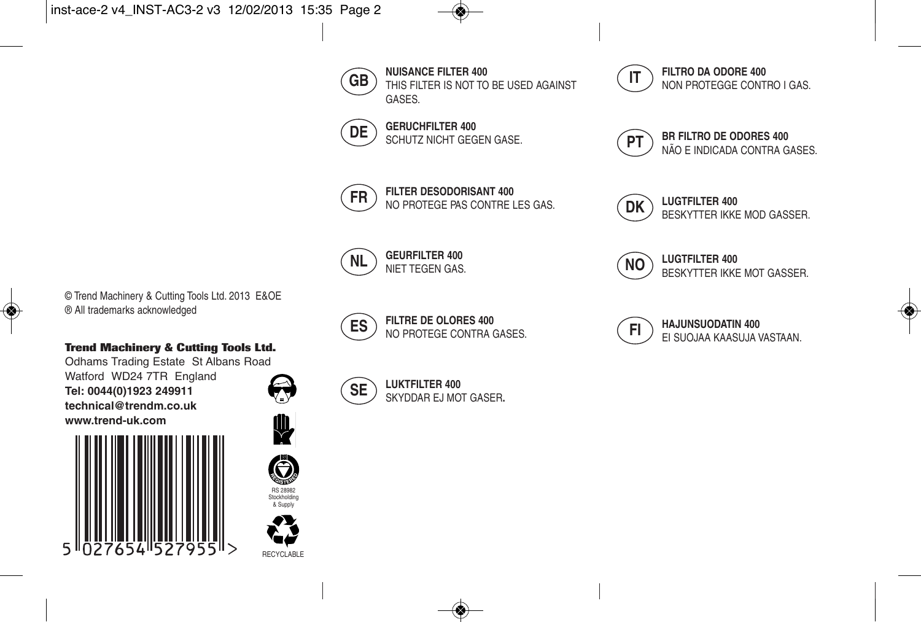**GB**

**NUISANCE FILTER 400**
THIS FILTER IS NOT TO BE USED AGAINST GASES.

**DE**

**GERUCHFILTER 400**
SCHUTZ NICHT GEGEN GASE.

**FR**

**FILTER DESODORISANT 400**
NO PROTEGE PAS CONTRE LES GAS.

**NL**

**GEURFILTER 400**
NIET TEGEN GAS.

**ES**

**FILTRE DE OLORES 400**
NO PROTEGE CONTRA GASES.

**SE**

**LUKTFILTER 400**
SKYDDAR EJ MOT GASER**.**

**IT**

**FILTRO DA ODORE 400**
NON PROTEGGE CONTRO I GAS.

**PT**

**BR FILTRO DE ODORES 400**
NÃO E INDICADA CONTRA GASES.

**DK**

**LUGTFILTER 400**
BESKYTTER IKKE MOD GASSER.

**NO**

**LUGTFILTER 400**
BESKYTTER IKKE MOT GASSER.

**FI**

**HAJUNSUODATIN 400**
EI SUOJAA KAASUJA VASTAAN.

© Trend Machinery & Cutting Tools Ltd. 2013 E&OE
® All trademarks acknowledged

**Trend Machinery & Cutting Tools Ltd.**
Odhams Trading Estate St Albans Road
Watford WD24 7TR England
**Tel: 0044(0)1923 249911**
**technical@trendm.co.uk**
**www.trend-uk.com**

5 027654 527955 >

RS 28982
Stockholding
& Supply

RECYCLABLE